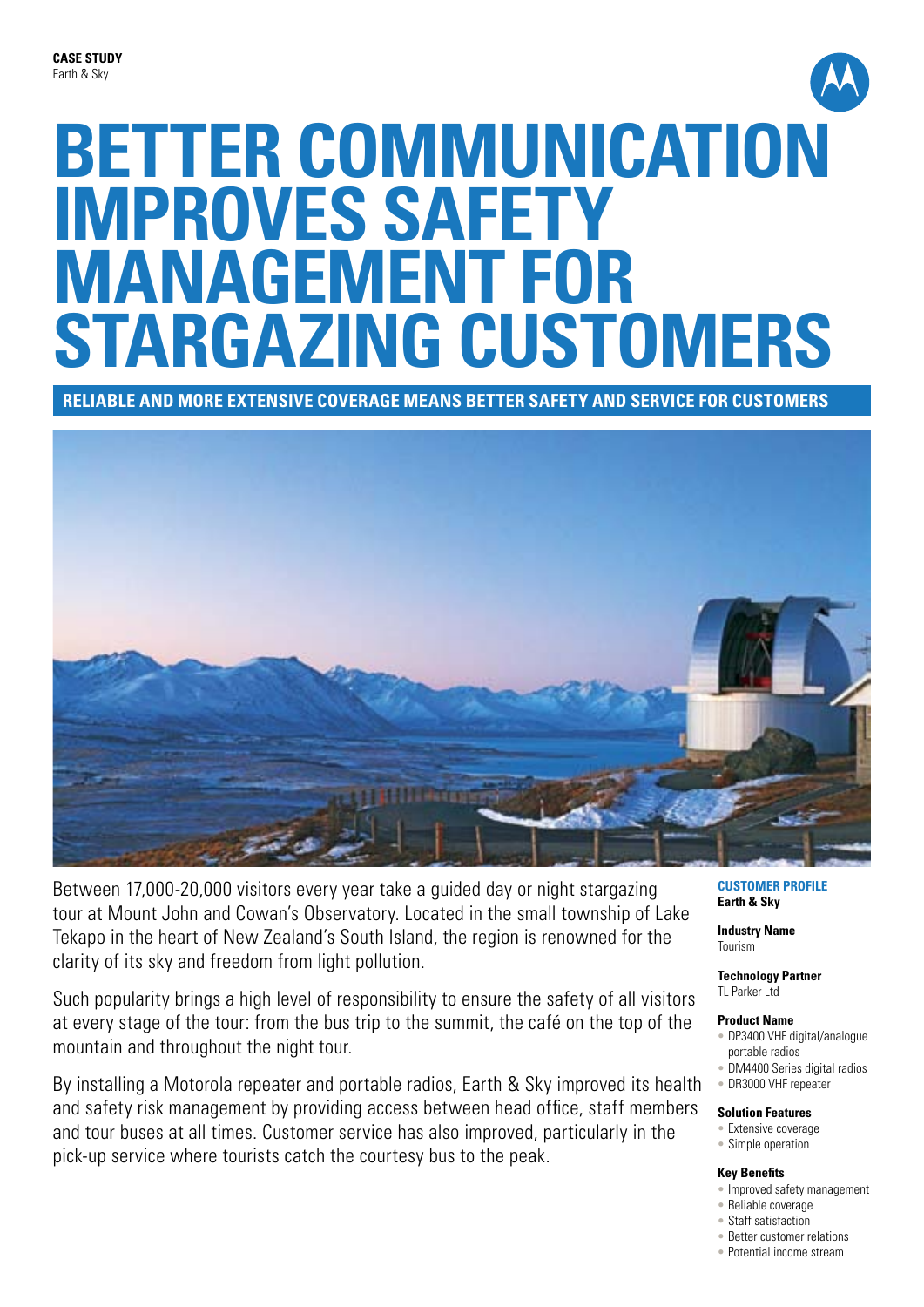**CASE STUDY**
Earth & Sky

# BETTER COMMUNICATION IMPROVES SAFETY MANAGEMENT FOR STARGAZING CUSTOMERS

**RELIABLE AND MORE EXTENSIVE COVERAGE MEANS BETTER SAFETY AND SERVICE FOR CUSTOMERS**

Between 17,000-20,000 visitors every year take a guided day or night stargazing tour at Mount John and Cowan's Observatory. Located in the small township of Lake Tekapo in the heart of New Zealand's South Island, the region is renowned for the clarity of its sky and freedom from light pollution.

Such popularity brings a high level of responsibility to ensure the safety of all visitors at every stage of the tour: from the bus trip to the summit, the café on the top of the mountain and throughout the night tour.

By installing a Motorola repeater and portable radios, Earth & Sky improved its health and safety risk management by providing access between head office, staff members and tour buses at all times. Customer service has also improved, particularly in the pick-up service where tourists catch the courtesy bus to the peak.

**CUSTOMER PROFILE**
**Earth & Sky**

**Industry Name**
Tourism

**Technology Partner**
TL Parker Ltd

**Product Name**
- DP3400 VHF digital/analogue portable radios
- DM4400 Series digital radios
- DR3000 VHF repeater

**Solution Features**
- Extensive coverage
- Simple operation

**Key Benefits**
- Improved safety management
- Reliable coverage
- Staff satisfaction
- Better customer relations
- Potential income stream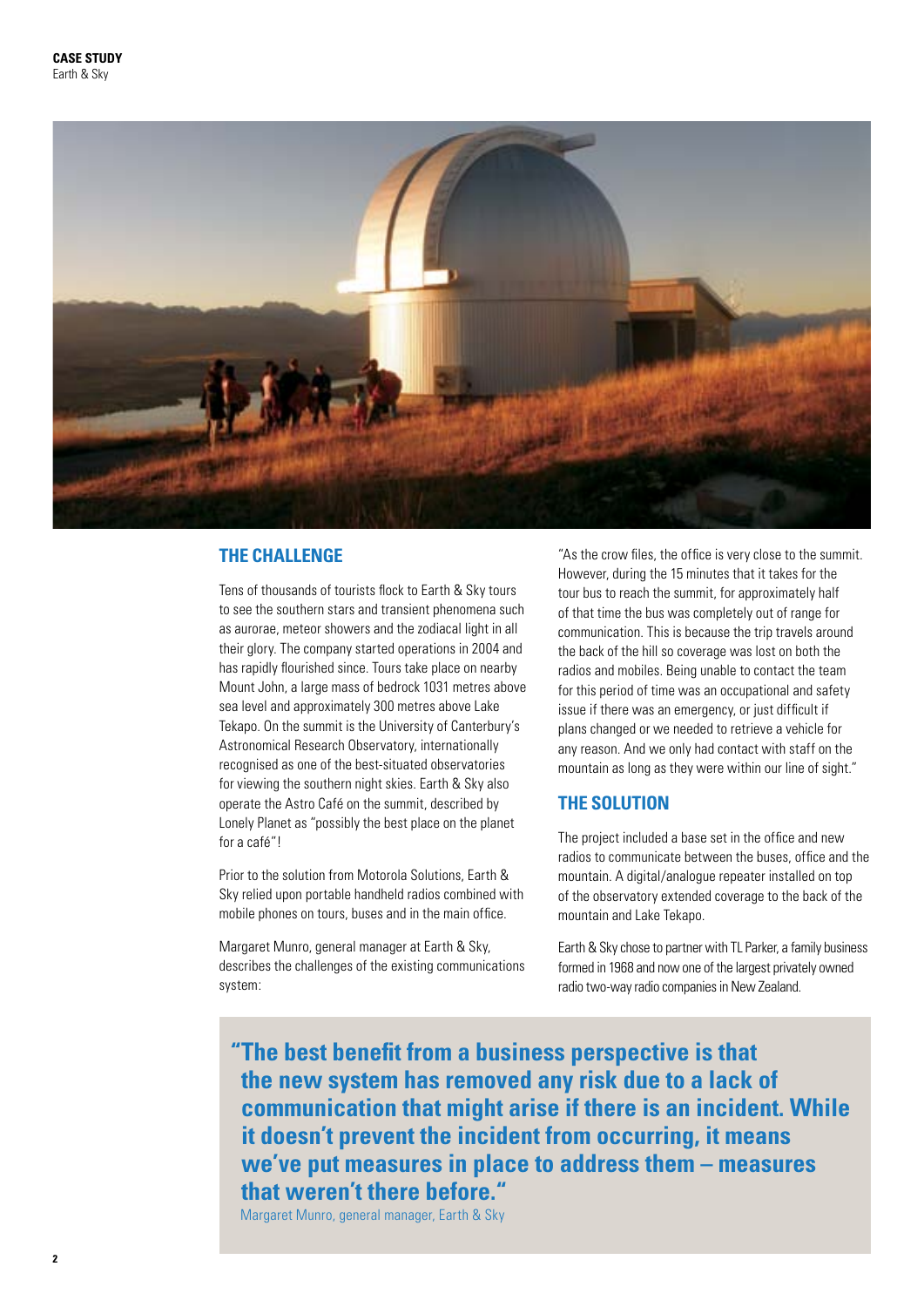**CASE STUDY**
Earth & Sky

## THE CHALLENGE

Tens of thousands of tourists flock to Earth & Sky tours to see the southern stars and transient phenomena such as aurorae, meteor showers and the zodiacal light in all their glory. The company started operations in 2004 and has rapidly flourished since. Tours take place on nearby Mount John, a large mass of bedrock 1031 metres above sea level and approximately 300 metres above Lake Tekapo. On the summit is the University of Canterbury's Astronomical Research Observatory, internationally recognised as one of the best-situated observatories for viewing the southern night skies. Earth & Sky also operate the Astro Café on the summit, described by Lonely Planet as "possibly the best place on the planet for a café"!

Prior to the solution from Motorola Solutions, Earth & Sky relied upon portable handheld radios combined with mobile phones on tours, buses and in the main office.

Margaret Munro, general manager at Earth & Sky, describes the challenges of the existing communications system:

"As the crow files, the office is very close to the summit. However, during the 15 minutes that it takes for the tour bus to reach the summit, for approximately half of that time the bus was completely out of range for communication. This is because the trip travels around the back of the hill so coverage was lost on both the radios and mobiles. Being unable to contact the team for this period of time was an occupational and safety issue if there was an emergency, or just difficult if plans changed or we needed to retrieve a vehicle for any reason. And we only had contact with staff on the mountain as long as they were within our line of sight."

## THE SOLUTION

The project included a base set in the office and new radios to communicate between the buses, office and the mountain. A digital/analogue repeater installed on top of the observatory extended coverage to the back of the mountain and Lake Tekapo.

Earth & Sky chose to partner with TL Parker, a family business formed in 1968 and now one of the largest privately owned radio two-way radio companies in New Zealand.

> **"The best benefit from a business perspective is that the new system has removed any risk due to a lack of communication that might arise if there is an incident. While it doesn't prevent the incident from occurring, it means we've put measures in place to address them – measures that weren't there before."**
>
> Margaret Munro, general manager, Earth & Sky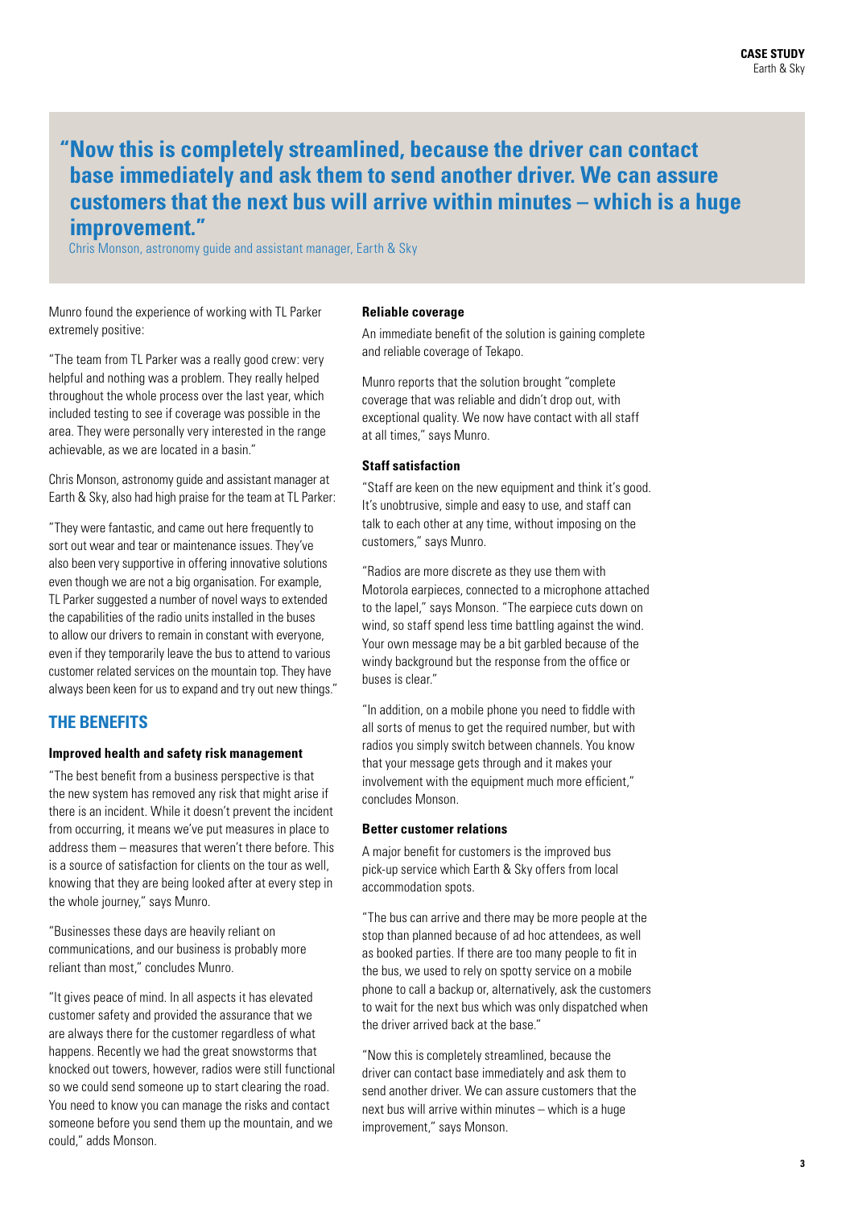> **"Now this is completely streamlined, because the driver can contact base immediately and ask them to send another driver. We can assure customers that the next bus will arrive within minutes – which is a huge improvement."**
>
> Chris Monson, astronomy guide and assistant manager, Earth & Sky

Munro found the experience of working with TL Parker extremely positive:

"The team from TL Parker was a really good crew: very helpful and nothing was a problem. They really helped throughout the whole process over the last year, which included testing to see if coverage was possible in the area. They were personally very interested in the range achievable, as we are located in a basin."

Chris Monson, astronomy guide and assistant manager at Earth & Sky, also had high praise for the team at TL Parker:

"They were fantastic, and came out here frequently to sort out wear and tear or maintenance issues. They've also been very supportive in offering innovative solutions even though we are not a big organisation. For example, TL Parker suggested a number of novel ways to extended the capabilities of the radio units installed in the buses to allow our drivers to remain in constant with everyone, even if they temporarily leave the bus to attend to various customer related services on the mountain top. They have always been keen for us to expand and try out new things."

## THE BENEFITS

### Improved health and safety risk management

"The best benefit from a business perspective is that the new system has removed any risk that might arise if there is an incident. While it doesn't prevent the incident from occurring, it means we've put measures in place to address them – measures that weren't there before. This is a source of satisfaction for clients on the tour as well, knowing that they are being looked after at every step in the whole journey," says Munro.

"Businesses these days are heavily reliant on communications, and our business is probably more reliant than most," concludes Munro.

"It gives peace of mind. In all aspects it has elevated customer safety and provided the assurance that we are always there for the customer regardless of what happens. Recently we had the great snowstorms that knocked out towers, however, radios were still functional so we could send someone up to start clearing the road. You need to know you can manage the risks and contact someone before you send them up the mountain, and we could," adds Monson.

### Reliable coverage

An immediate benefit of the solution is gaining complete and reliable coverage of Tekapo.

Munro reports that the solution brought "complete coverage that was reliable and didn't drop out, with exceptional quality. We now have contact with all staff at all times," says Munro.

### Staff satisfaction

"Staff are keen on the new equipment and think it's good. It's unobtrusive, simple and easy to use, and staff can talk to each other at any time, without imposing on the customers," says Munro.

"Radios are more discrete as they use them with Motorola earpieces, connected to a microphone attached to the lapel," says Monson. "The earpiece cuts down on wind, so staff spend less time battling against the wind. Your own message may be a bit garbled because of the windy background but the response from the office or buses is clear."

"In addition, on a mobile phone you need to fiddle with all sorts of menus to get the required number, but with radios you simply switch between channels. You know that your message gets through and it makes your involvement with the equipment much more efficient," concludes Monson.

### Better customer relations

A major benefit for customers is the improved bus pick-up service which Earth & Sky offers from local accommodation spots.

"The bus can arrive and there may be more people at the stop than planned because of ad hoc attendees, as well as booked parties. If there are too many people to fit in the bus, we used to rely on spotty service on a mobile phone to call a backup or, alternatively, ask the customers to wait for the next bus which was only dispatched when the driver arrived back at the base."

"Now this is completely streamlined, because the driver can contact base immediately and ask them to send another driver. We can assure customers that the next bus will arrive within minutes – which is a huge improvement," says Monson.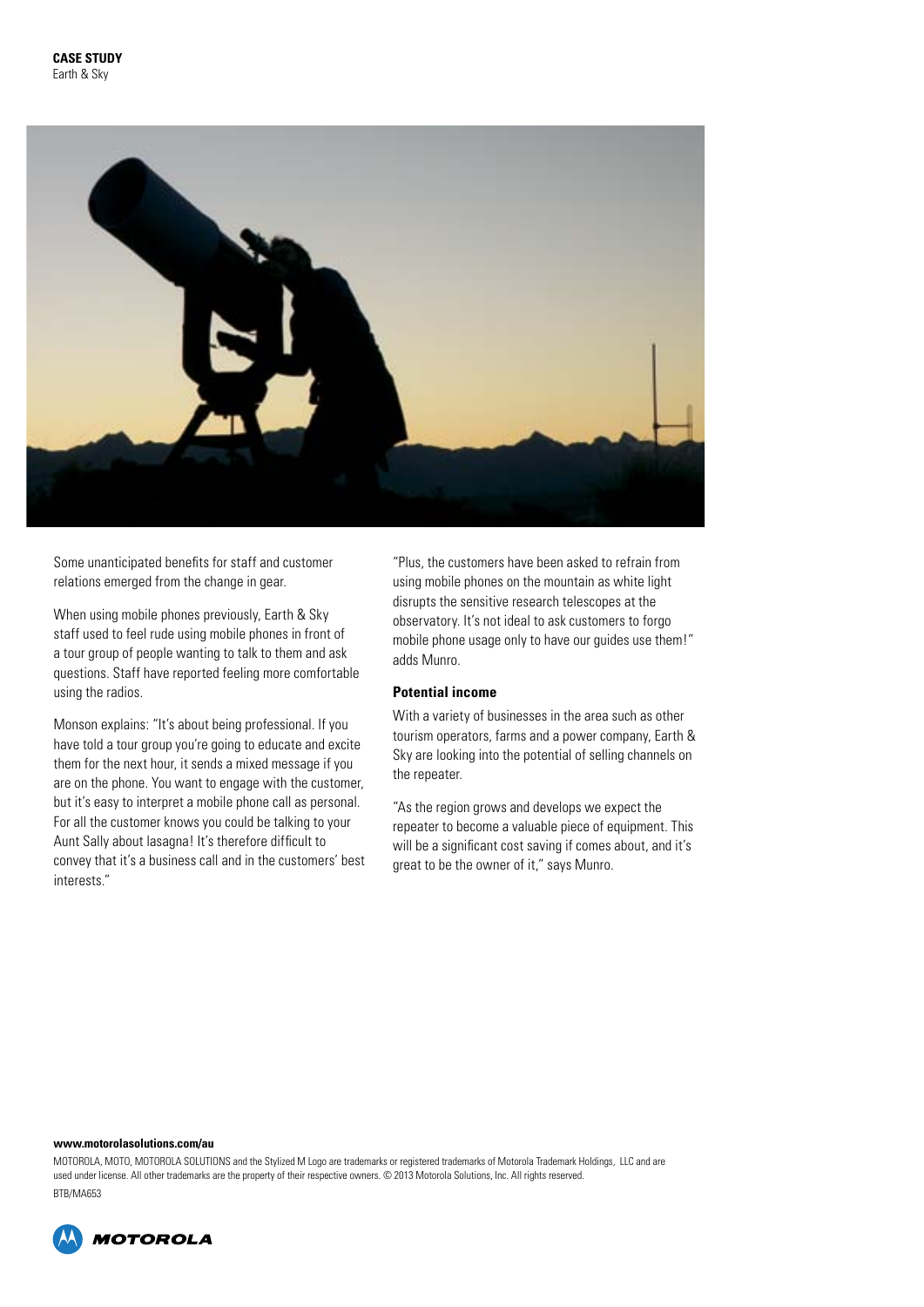Some unanticipated benefits for staff and customer relations emerged from the change in gear.

When using mobile phones previously, Earth & Sky staff used to feel rude using mobile phones in front of a tour group of people wanting to talk to them and ask questions. Staff have reported feeling more comfortable using the radios.

Monson explains: "It's about being professional. If you have told a tour group you're going to educate and excite them for the next hour, it sends a mixed message if you are on the phone. You want to engage with the customer, but it's easy to interpret a mobile phone call as personal. For all the customer knows you could be talking to your Aunt Sally about lasagna! It's therefore difficult to convey that it's a business call and in the customers' best interests."

"Plus, the customers have been asked to refrain from using mobile phones on the mountain as white light disrupts the sensitive research telescopes at the observatory. It's not ideal to ask customers to forgo mobile phone usage only to have our guides use them!" adds Munro.

### Potential income

With a variety of businesses in the area such as other tourism operators, farms and a power company, Earth & Sky are looking into the potential of selling channels on the repeater.

"As the region grows and develops we expect the repeater to become a valuable piece of equipment. This will be a significant cost saving if comes about, and it's great to be the owner of it," says Munro.

**www.motorolasolutions.com/au**

MOTOROLA, MOTO, MOTOROLA SOLUTIONS and the Stylized M Logo are trademarks or registered trademarks of Motorola Trademark Holdings, LLC and are used under license. All other trademarks are the property of their respective owners. © 2013 Motorola Solutions, Inc. All rights reserved.

BTB/MA653